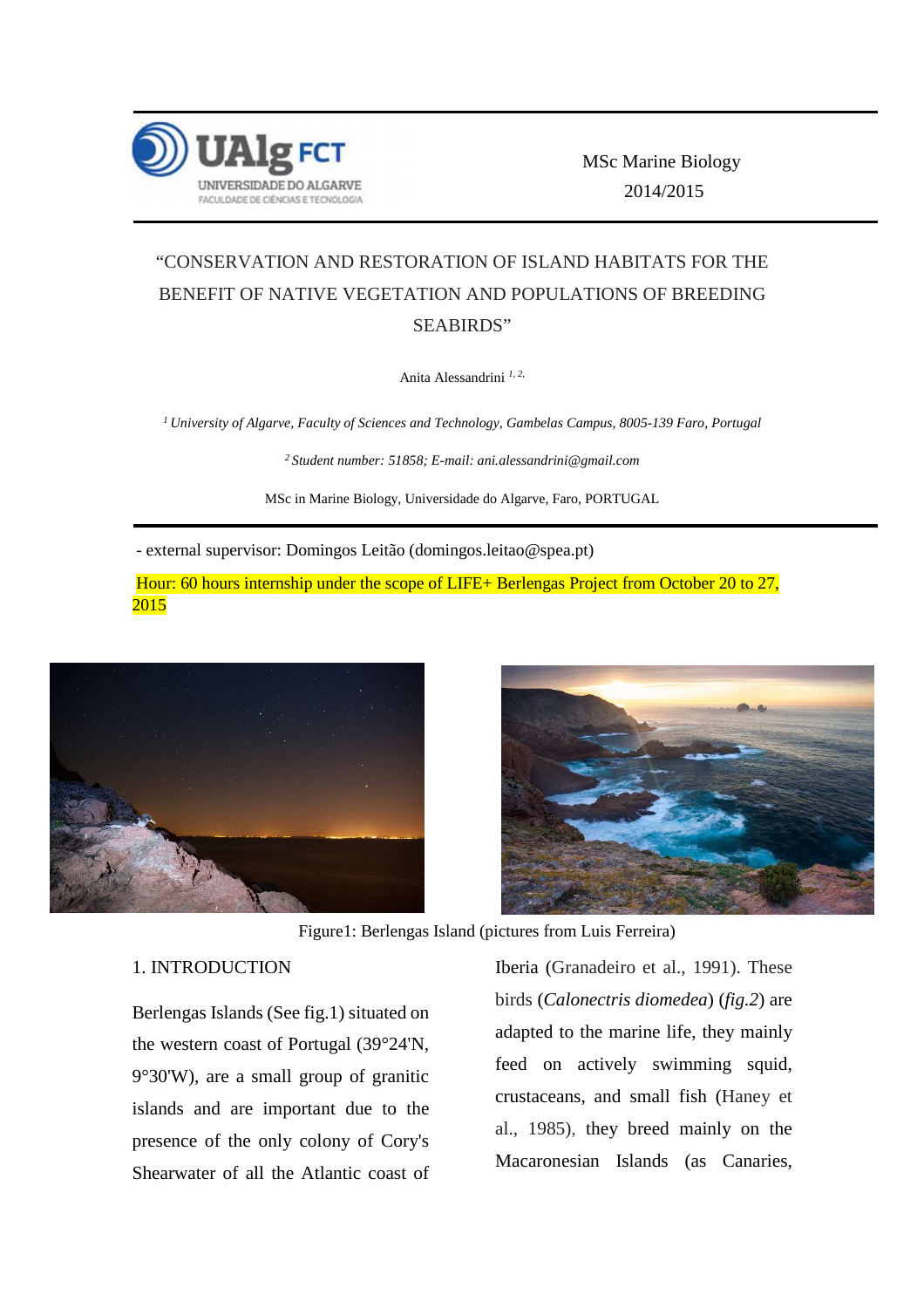MSc Marine Biology
2014/2015

# "CONSERVATION AND RESTORATION OF ISLAND HABITATS FOR THE BENEFIT OF NATIVE VEGETATION AND POPULATIONS OF BREEDING SEABIRDS"

Anita Alessandrini [1, 2]

[1] *University of Algarve, Faculty of Sciences and Technology, Gambelas Campus, 8005-139 Faro, Portugal*

[2] *Student number: 51858; E-mail: ani.alessandrini@gmail.com*

MSc in Marine Biology, Universidade do Algarve, Faro, PORTUGAL

- external supervisor: Domingos Leitão (domingos.leitao@spea.pt)

Hour: 60 hours internship under the scope of LIFE+ Berlengas Project from October 20 to 27, 2015

Figure1: Berlengas Island (pictures from Luis Ferreira)

## 1. INTRODUCTION

Berlengas Islands (See fig.1) situated on the western coast of Portugal (39°24'N, 9°30'W), are a small group of granitic islands and are important due to the presence of the only colony of Cory's Shearwater of all the Atlantic coast of Iberia (Granadeiro et al., 1991). These birds (*Calonectris diomedea*) (*fig.2*) are adapted to the marine life, they mainly feed on actively swimming squid, crustaceans, and small fish (Haney et al., 1985), they breed mainly on the Macaronesian Islands (as Canaries,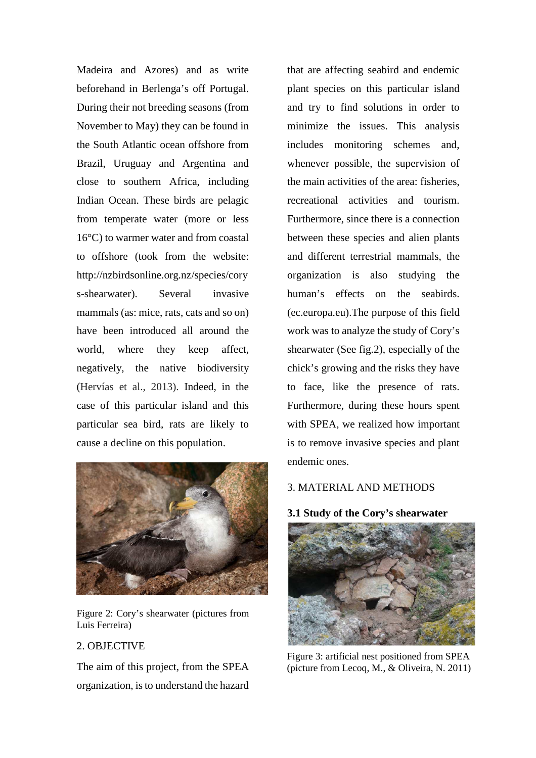Madeira and Azores) and as write beforehand in Berlenga's off Portugal. During their not breeding seasons (from November to May) they can be found in the South Atlantic ocean offshore from Brazil, Uruguay and Argentina and close to southern Africa, including Indian Ocean. These birds are pelagic from temperate water (more or less 16°C) to warmer water and from coastal to offshore (took from the website: http://nzbirdsonline.org.nz/species/corys-shearwater). Several invasive mammals (as: mice, rats, cats and so on) have been introduced all around the world, where they keep affect, negatively, the native biodiversity (Hervías et al., 2013). Indeed, in the case of this particular island and this particular sea bird, rats are likely to cause a decline on this population.

Figure 2: Cory's shearwater (pictures from Luis Ferreira)

## 2. OBJECTIVE

The aim of this project, from the SPEA organization, is to understand the hazard that are affecting seabird and endemic plant species on this particular island and try to find solutions in order to minimize the issues. This analysis includes monitoring schemes and, whenever possible, the supervision of the main activities of the area: fisheries, recreational activities and tourism. Furthermore, since there is a connection between these species and alien plants and different terrestrial mammals, the organization is also studying the human's effects on the seabirds. (ec.europa.eu).The purpose of this field work was to analyze the study of Cory's shearwater (See fig.2), especially of the chick's growing and the risks they have to face, like the presence of rats. Furthermore, during these hours spent with SPEA, we realized how important is to remove invasive species and plant endemic ones.

## 3. MATERIAL AND METHODS

### 3.1 Study of the Cory's shearwater

Figure 3: artificial nest positioned from SPEA (picture from Lecoq, M., & Oliveira, N. 2011)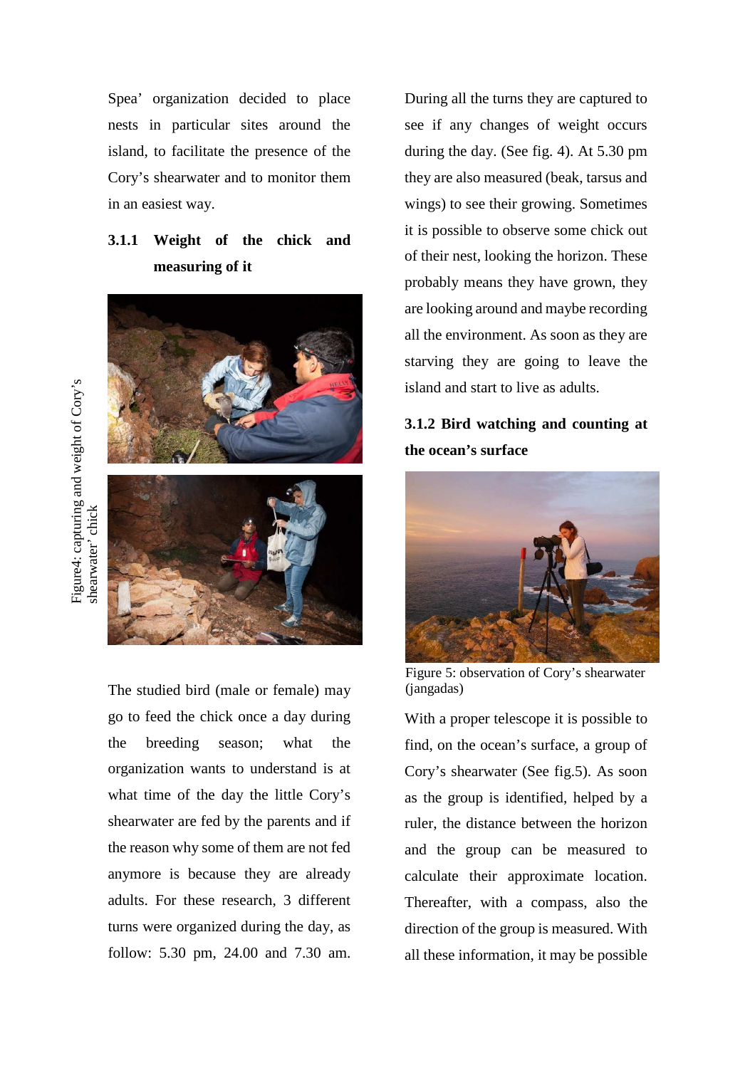Spea' organization decided to place nests in particular sites around the island, to facilitate the presence of the Cory's shearwater and to monitor them in an easiest way.

### 3.1.1 Weight of the chick and measuring of it

Figure4: capturing and weight of Cory's shearwater' chick

The studied bird (male or female) may go to feed the chick once a day during the breeding season; what the organization wants to understand is at what time of the day the little Cory's shearwater are fed by the parents and if the reason why some of them are not fed anymore is because they are already adults. For these research, 3 different turns were organized during the day, as follow: 5.30 pm, 24.00 and 7.30 am. During all the turns they are captured to see if any changes of weight occurs during the day. (See fig. 4). At 5.30 pm they are also measured (beak, tarsus and wings) to see their growing. Sometimes it is possible to observe some chick out of their nest, looking the horizon. These probably means they have grown, they are looking around and maybe recording all the environment. As soon as they are starving they are going to leave the island and start to live as adults.

### 3.1.2 Bird watching and counting at the ocean's surface

Figure 5: observation of Cory's shearwater (jangadas)

With a proper telescope it is possible to find, on the ocean's surface, a group of Cory's shearwater (See fig.5). As soon as the group is identified, helped by a ruler, the distance between the horizon and the group can be measured to calculate their approximate location. Thereafter, with a compass, also the direction of the group is measured. With all these information, it may be possible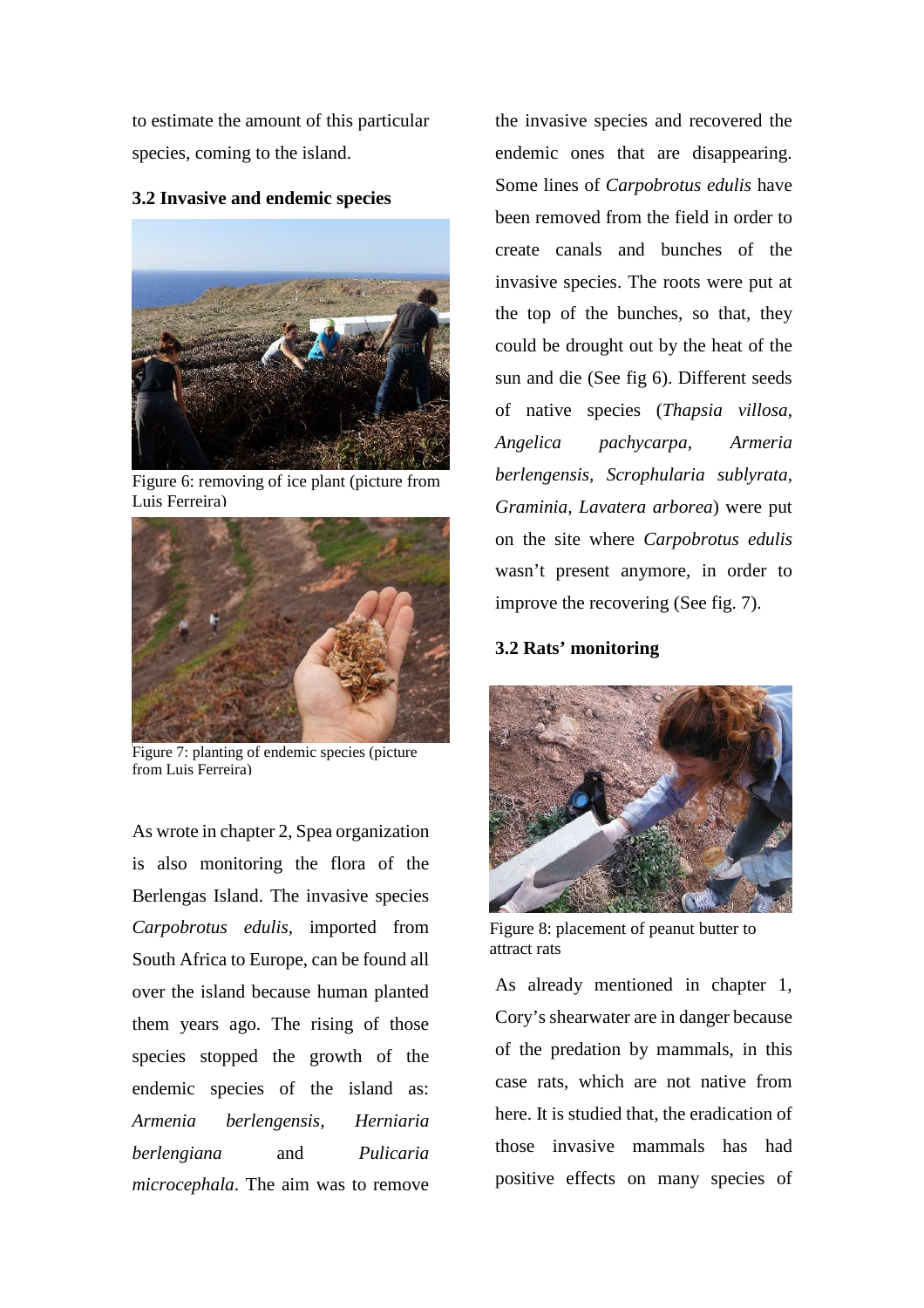to estimate the amount of this particular species, coming to the island.

### 3.2 Invasive and endemic species

Figure 6: removing of ice plant (picture from Luis Ferreira)

Figure 7: planting of endemic species (picture from Luis Ferreira)

As wrote in chapter 2, Spea organization is also monitoring the flora of the Berlengas Island. The invasive species *Carpobrotus edulis*, imported from South Africa to Europe, can be found all over the island because human planted them years ago. The rising of those species stopped the growth of the endemic species of the island as: *Armenia berlengensis*, *Herniaria berlengiana* and *Pulicaria microcephala*. The aim was to remove the invasive species and recovered the endemic ones that are disappearing. Some lines of *Carpobrotus edulis* have been removed from the field in order to create canals and bunches of the invasive species. The roots were put at the top of the bunches, so that, they could be drought out by the heat of the sun and die (See fig 6). Different seeds of native species (*Thapsia villosa*, *Angelica pachycarpa*, *Armeria berlengensis*, *Scrophularia sublyrata*, *Graminia*, *Lavatera arborea*) were put on the site where *Carpobrotus edulis* wasn't present anymore, in order to improve the recovering (See fig. 7).

### 3.2 Rats' monitoring

Figure 8: placement of peanut butter to attract rats

As already mentioned in chapter 1, Cory's shearwater are in danger because of the predation by mammals, in this case rats, which are not native from here. It is studied that, the eradication of those invasive mammals has had positive effects on many species of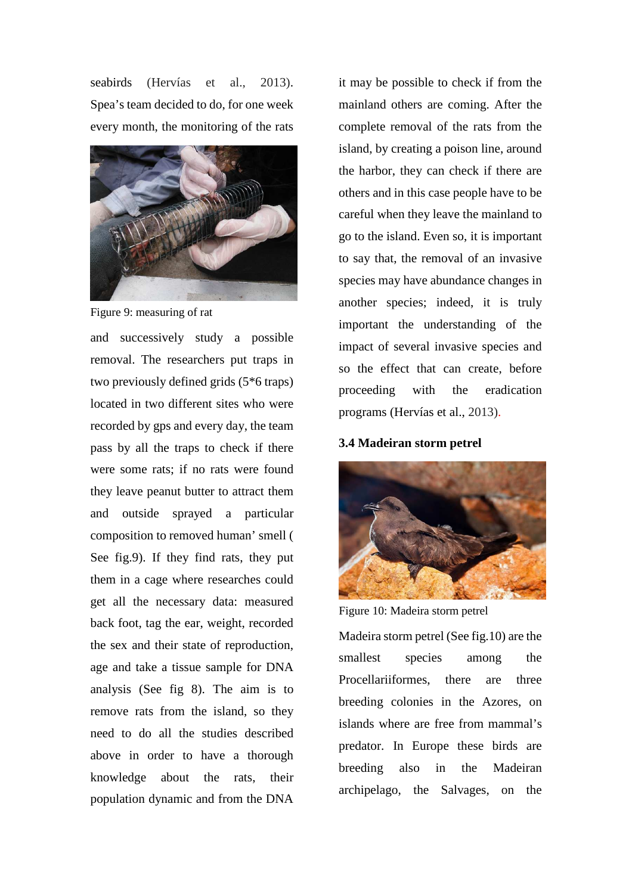seabirds (Hervías et al., 2013). Spea's team decided to do, for one week every month, the monitoring of the rats

Figure 9: measuring of rat

and successively study a possible removal. The researchers put traps in two previously defined grids (5*6 traps) located in two different sites who were recorded by gps and every day, the team pass by all the traps to check if there were some rats; if no rats were found they leave peanut butter to attract them and outside sprayed a particular composition to removed human' smell ( See fig.9). If they find rats, they put them in a cage where researches could get all the necessary data: measured back foot, tag the ear, weight, recorded the sex and their state of reproduction, age and take a tissue sample for DNA analysis (See fig 8). The aim is to remove rats from the island, so they need to do all the studies described above in order to have a thorough knowledge about the rats, their population dynamic and from the DNA it may be possible to check if from the mainland others are coming. After the complete removal of the rats from the island, by creating a poison line, around the harbor, they can check if there are others and in this case people have to be careful when they leave the mainland to go to the island. Even so, it is important to say that, the removal of an invasive species may have abundance changes in another species; indeed, it is truly important the understanding of the impact of several invasive species and so the effect that can create, before proceeding with the eradication programs (Hervías et al., 2013).

### 3.4 Madeiran storm petrel

Figure 10: Madeira storm petrel

Madeira storm petrel (See fig.10) are the smallest species among the Procellariiformes, there are three breeding colonies in the Azores, on islands where are free from mammal's predator. In Europe these birds are breeding also in the Madeiran archipelago, the Salvages, on the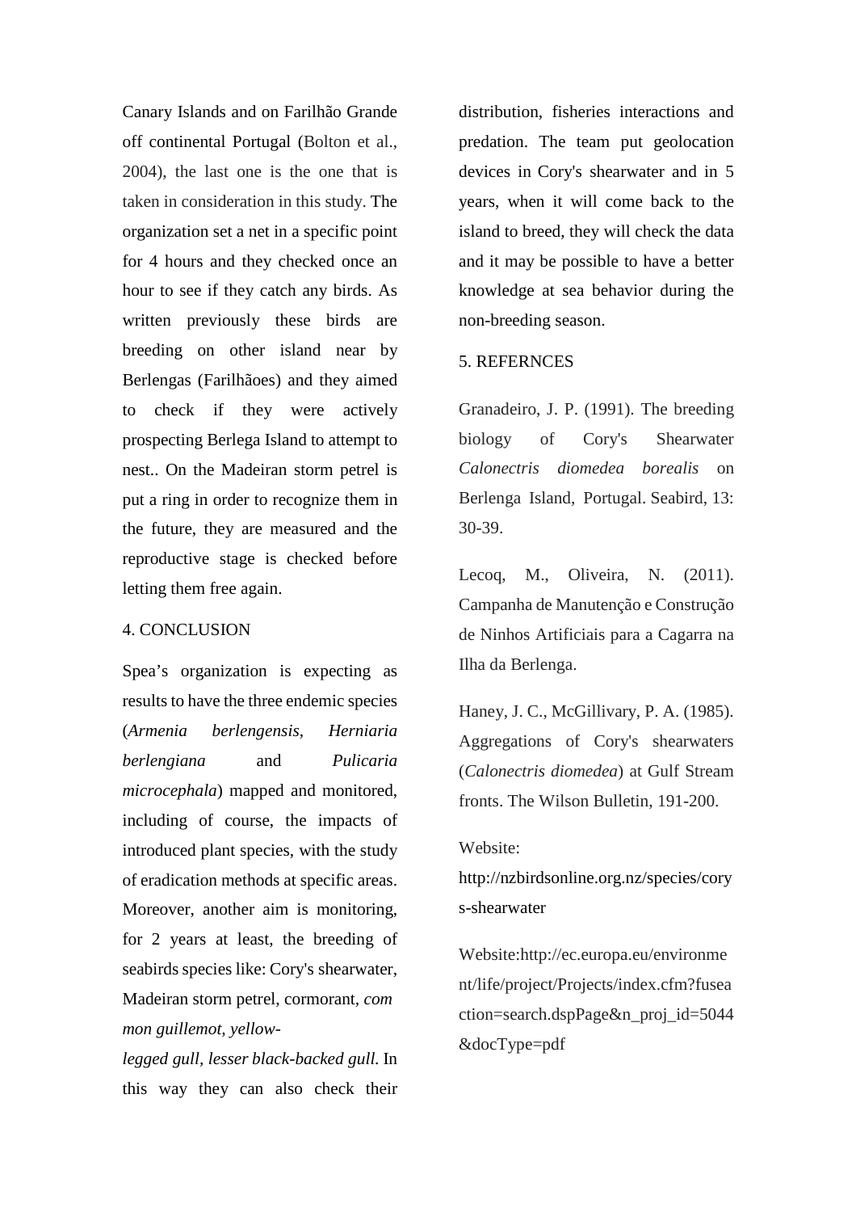Canary Islands and on Farilhão Grande off continental Portugal (Bolton et al., 2004), the last one is the one that is taken in consideration in this study. The organization set a net in a specific point for 4 hours and they checked once an hour to see if they catch any birds. As written previously these birds are breeding on other island near by Berlengas (Farilhãoes) and they aimed to check if they were actively prospecting Berlega Island to attempt to nest.. On the Madeiran storm petrel is put a ring in order to recognize them in the future, they are measured and the reproductive stage is checked before letting them free again.

## 4. CONCLUSION

Spea's organization is expecting as results to have the three endemic species (*Armenia berlengensis*, *Herniaria berlengiana* and *Pulicaria microcephala*) mapped and monitored, including of course, the impacts of introduced plant species, with the study of eradication methods at specific areas. Moreover, another aim is monitoring, for 2 years at least, the breeding of seabirds species like: Cory's shearwater, Madeiran storm petrel, cormorant, *common guillemot*, *yellow-legged gull*, *lesser black-backed gull.* In this way they can also check their distribution, fisheries interactions and predation. The team put geolocation devices in Cory's shearwater and in 5 years, when it will come back to the island to breed, they will check the data and it may be possible to have a better knowledge at sea behavior during the non-breeding season.

## 5. REFERNCES

Granadeiro, J. P. (1991). The breeding biology of Cory's Shearwater *Calonectris diomedea borealis* on Berlenga Island, Portugal. Seabird, 13: 30-39.

Lecoq, M., Oliveira, N. (2011). Campanha de Manutenção e Construção de Ninhos Artificiais para a Cagarra na Ilha da Berlenga.

Haney, J. C., McGillivary, P. A. (1985). Aggregations of Cory's shearwaters (*Calonectris diomedea*) at Gulf Stream fronts. The Wilson Bulletin, 191-200.

Website: http://nzbirdsonline.org.nz/species/corys-shearwater

Website:http://ec.europa.eu/environment/life/project/Projects/index.cfm?fuseaction=search.dspPage&n_proj_id=5044&docType=pdf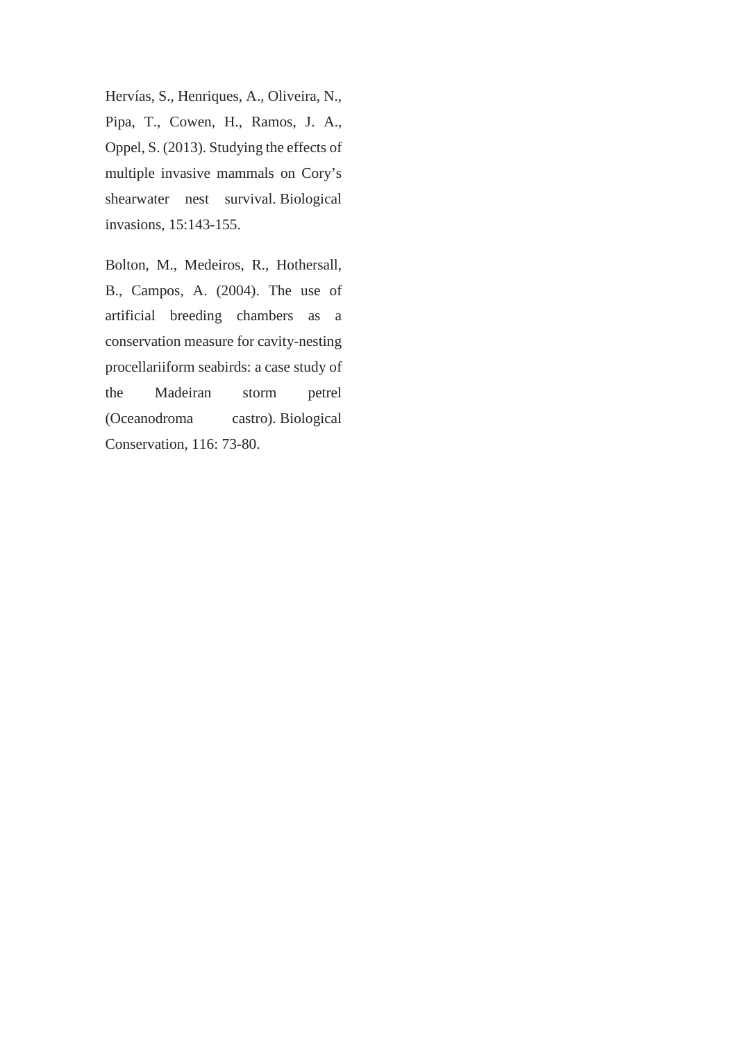Hervías, S., Henriques, A., Oliveira, N., Pipa, T., Cowen, H., Ramos, J. A., Oppel, S. (2013). Studying the effects of multiple invasive mammals on Cory's shearwater nest survival. Biological invasions, 15:143-155.

Bolton, M., Medeiros, R., Hothersall, B., Campos, A. (2004). The use of artificial breeding chambers as a conservation measure for cavity-nesting procellariiform seabirds: a case study of the Madeiran storm petrel (Oceanodroma castro). Biological Conservation, 116: 73-80.